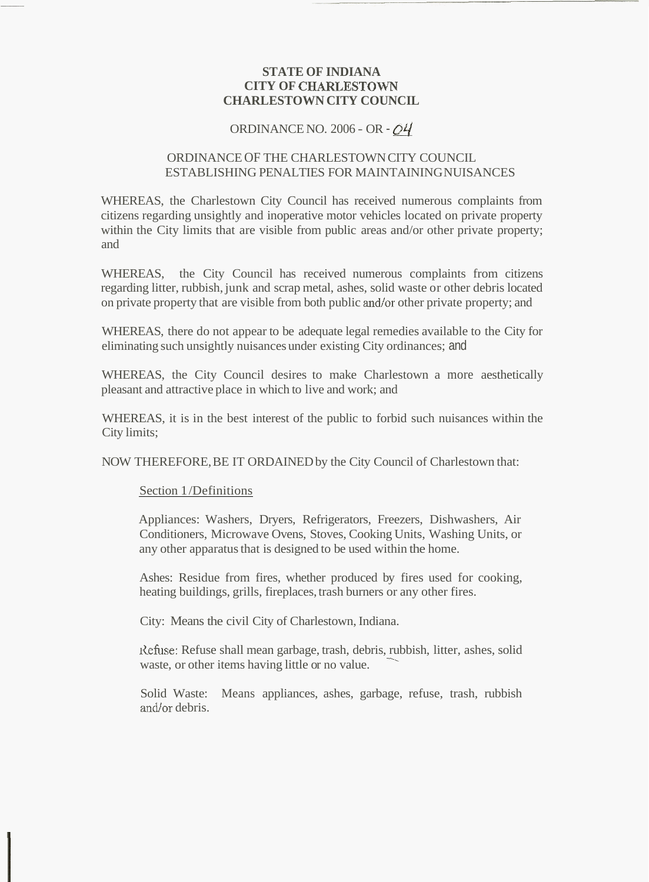**STATE OF INDIANA**
**CITY OF CHARLESTOWN**
**CHARLESTOWN CITY COUNCIL**

ORDINANCE NO. 2006 - OR - 04

ORDINANCE OF THE CHARLESTOWN CITY COUNCIL ESTABLISHING PENALTIES FOR MAINTAINING NUISANCES

WHEREAS, the Charlestown City Council has received numerous complaints from citizens regarding unsightly and inoperative motor vehicles located on private property within the City limits that are visible from public areas and/or other private property; and

WHEREAS, the City Council has received numerous complaints from citizens regarding litter, rubbish, junk and scrap metal, ashes, solid waste or other debris located on private property that are visible from both public and/or other private property; and

WHEREAS, there do not appear to be adequate legal remedies available to the City for eliminating such unsightly nuisances under existing City ordinances; and

WHEREAS, the City Council desires to make Charlestown a more aesthetically pleasant and attractive place in which to live and work; and

WHEREAS, it is in the best interest of the public to forbid such nuisances within the City limits;

NOW THEREFORE, BE IT ORDAINED by the City Council of Charlestown that:

Section 1/Definitions

Appliances: Washers, Dryers, Refrigerators, Freezers, Dishwashers, Air Conditioners, Microwave Ovens, Stoves, Cooking Units, Washing Units, or any other apparatus that is designed to be used within the home.

Ashes: Residue from fires, whether produced by fires used for cooking, heating buildings, grills, fireplaces, trash burners or any other fires.

City: Means the civil City of Charlestown, Indiana.

Refuse: Refuse shall mean garbage, trash, debris, rubbish, litter, ashes, solid waste, or other items having little or no value.

Solid Waste: Means appliances, ashes, garbage, refuse, trash, rubbish and/or debris.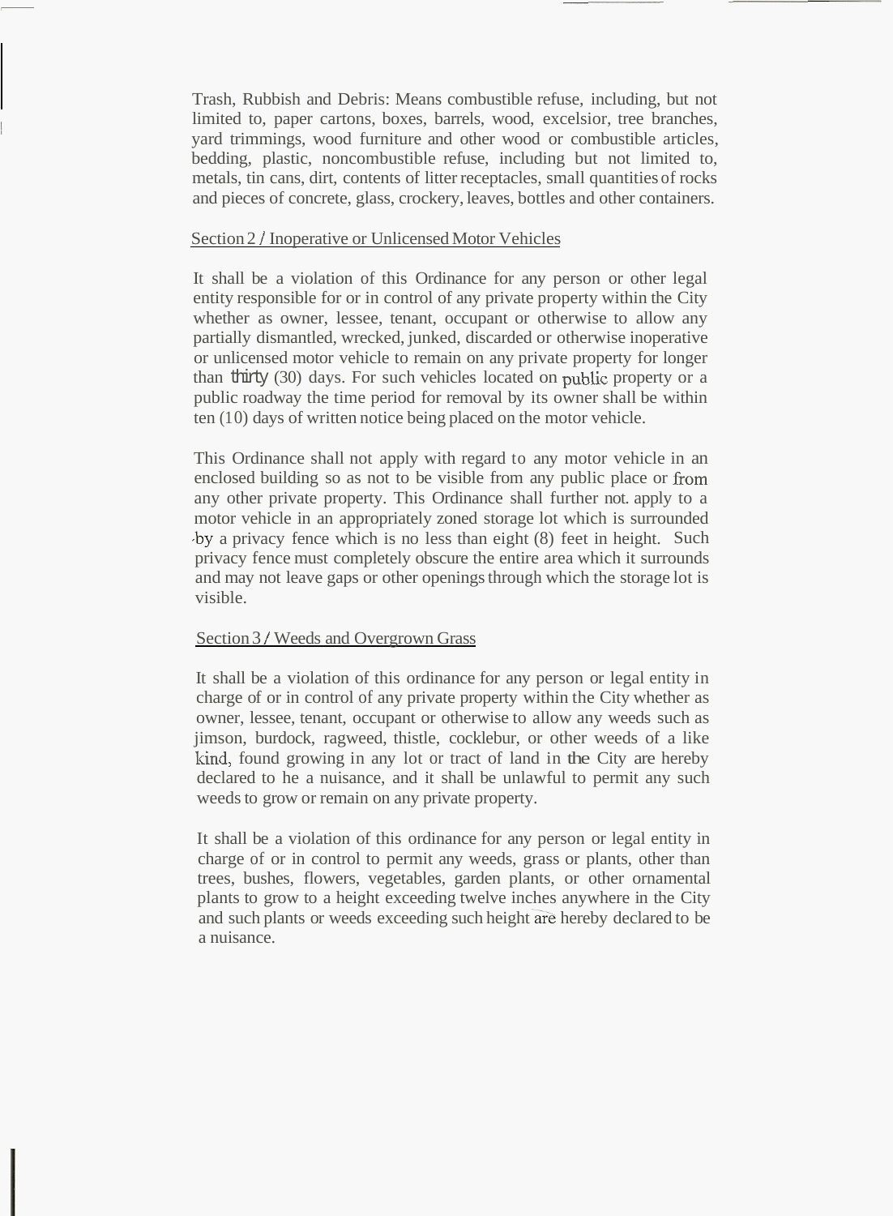Trash, Rubbish and Debris: Means combustible refuse, including, but not limited to, paper cartons, boxes, barrels, wood, excelsior, tree branches, yard trimmings, wood furniture and other wood or combustible articles, bedding, plastic, noncombustible refuse, including but not limited to, metals, tin cans, dirt, contents of litter receptacles, small quantities of rocks and pieces of concrete, glass, crockery, leaves, bottles and other containers.

## Section 2 / Inoperative or Unlicensed Motor Vehicles

It shall be a violation of this Ordinance for any person or other legal entity responsible for or in control of any private property within the City whether as owner, lessee, tenant, occupant or otherwise to allow any partially dismantled, wrecked, junked, discarded or otherwise inoperative or unlicensed motor vehicle to remain on any private property for longer than thirty (30) days. For such vehicles located on public property or a public roadway the time period for removal by its owner shall be within ten (10) days of written notice being placed on the motor vehicle.

This Ordinance shall not apply with regard to any motor vehicle in an enclosed building so as not to be visible from any public place or from any other private property. This Ordinance shall further not. apply to a motor vehicle in an appropriately zoned storage lot which is surrounded by a privacy fence which is no less than eight (8) feet in height. Such privacy fence must completely obscure the entire area which it surrounds and may not leave gaps or other openings through which the storage lot is visible.

## Section 3 / Weeds and Overgrown Grass

It shall be a violation of this ordinance for any person or legal entity in charge of or in control of any private property within the City whether as owner, lessee, tenant, occupant or otherwise to allow any weeds such as jimson, burdock, ragweed, thistle, cocklebur, or other weeds of a like kind, found growing in any lot or tract of land in the City are hereby declared to he a nuisance, and it shall be unlawful to permit any such weeds to grow or remain on any private property.

It shall be a violation of this ordinance for any person or legal entity in charge of or in control to permit any weeds, grass or plants, other than trees, bushes, flowers, vegetables, garden plants, or other ornamental plants to grow to a height exceeding twelve inches anywhere in the City and such plants or weeds exceeding such height are hereby declared to be a nuisance.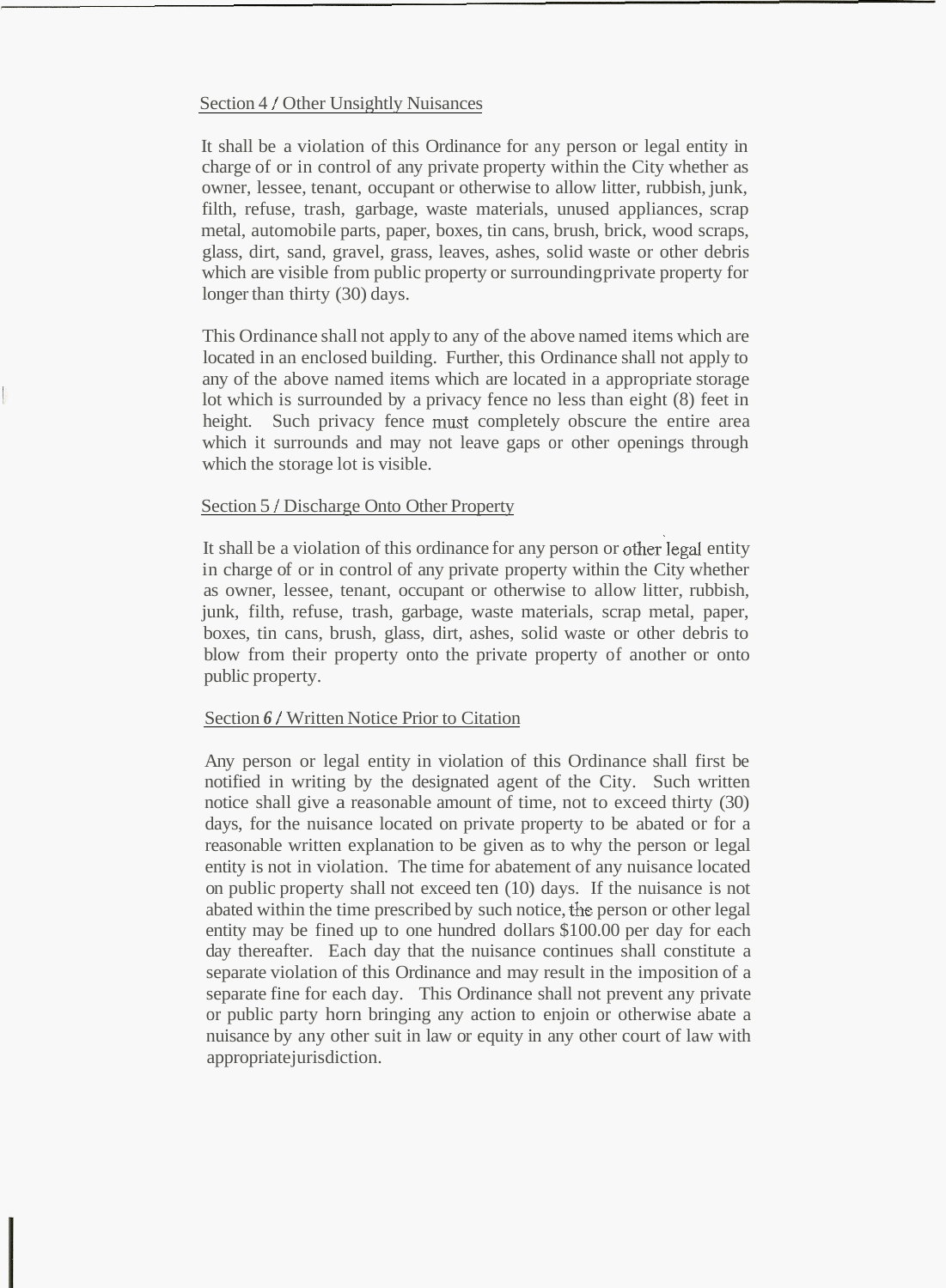<u>Section 4 / Other Unsightly Nuisances</u>

It shall be a violation of this Ordinance for any person or legal entity in charge of or in control of any private property within the City whether as owner, lessee, tenant, occupant or otherwise to allow litter, rubbish, junk, filth, refuse, trash, garbage, waste materials, unused appliances, scrap metal, automobile parts, paper, boxes, tin cans, brush, brick, wood scraps, glass, dirt, sand, gravel, grass, leaves, ashes, solid waste or other debris which are visible from public property or surrounding private property for longer than thirty (30) days.

This Ordinance shall not apply to any of the above named items which are located in an enclosed building. Further, this Ordinance shall not apply to any of the above named items which are located in a appropriate storage lot which is surrounded by a privacy fence no less than eight (8) feet in height. Such privacy fence must completely obscure the entire area which it surrounds and may not leave gaps or other openings through which the storage lot is visible.

<u>Section 5 / Discharge Onto Other Property</u>

It shall be a violation of this ordinance for any person or other legal entity in charge of or in control of any private property within the City whether as owner, lessee, tenant, occupant or otherwise to allow litter, rubbish, junk, filth, refuse, trash, garbage, waste materials, scrap metal, paper, boxes, tin cans, brush, glass, dirt, ashes, solid waste or other debris to blow from their property onto the private property of another or onto public property.

<u>Section 6 / Written Notice Prior to Citation</u>

Any person or legal entity in violation of this Ordinance shall first be notified in writing by the designated agent of the City. Such written notice shall give a reasonable amount of time, not to exceed thirty (30) days, for the nuisance located on private property to be abated or for a reasonable written explanation to be given as to why the person or legal entity is not in violation. The time for abatement of any nuisance located on public property shall not exceed ten (10) days. If the nuisance is not abated within the time prescribed by such notice, the person or other legal entity may be fined up to one hundred dollars $100.00 per day for each day thereafter. Each day that the nuisance continues shall constitute a separate violation of this Ordinance and may result in the imposition of a separate fine for each day. This Ordinance shall not prevent any private or public party horn bringing any action to enjoin or otherwise abate a nuisance by any other suit in law or equity in any other court of law with appropriate jurisdiction.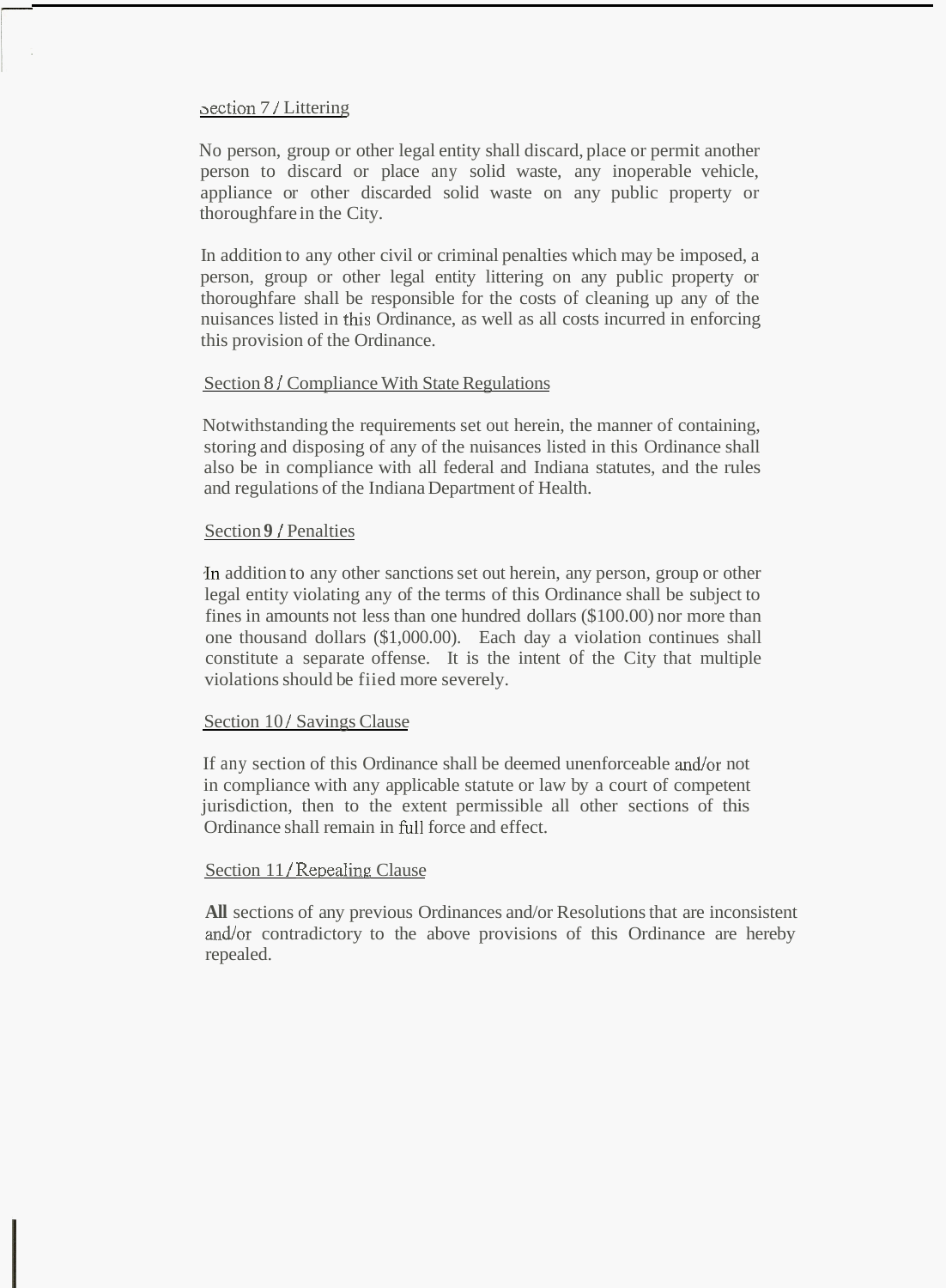Section 7 / Littering

No person, group or other legal entity shall discard, place or permit another person to discard or place any solid waste, any inoperable vehicle, appliance or other discarded solid waste on any public property or thoroughfare in the City.

In addition to any other civil or criminal penalties which may be imposed, a person, group or other legal entity littering on any public property or thoroughfare shall be responsible for the costs of cleaning up any of the nuisances listed in this Ordinance, as well as all costs incurred in enforcing this provision of the Ordinance.

Section 8 / Compliance With State Regulations

Notwithstanding the requirements set out herein, the manner of containing, storing and disposing of any of the nuisances listed in this Ordinance shall also be in compliance with all federal and Indiana statutes, and the rules and regulations of the Indiana Department of Health.

Section 9 / Penalties

In addition to any other sanctions set out herein, any person, group or other legal entity violating any of the terms of this Ordinance shall be subject to fines in amounts not less than one hundred dollars ($100.00) nor more than one thousand dollars ($1,000.00). Each day a violation continues shall constitute a separate offense. It is the intent of the City that multiple violations should be fiied more severely.

Section 10 / Savings Clause

If any section of this Ordinance shall be deemed unenforceable and/or not in compliance with any applicable statute or law by a court of competent jurisdiction, then to the extent permissible all other sections of this Ordinance shall remain in full force and effect.

Section 11 / Repealing Clause

**All** sections of any previous Ordinances and/or Resolutions that are inconsistent and/or contradictory to the above provisions of this Ordinance are hereby repealed.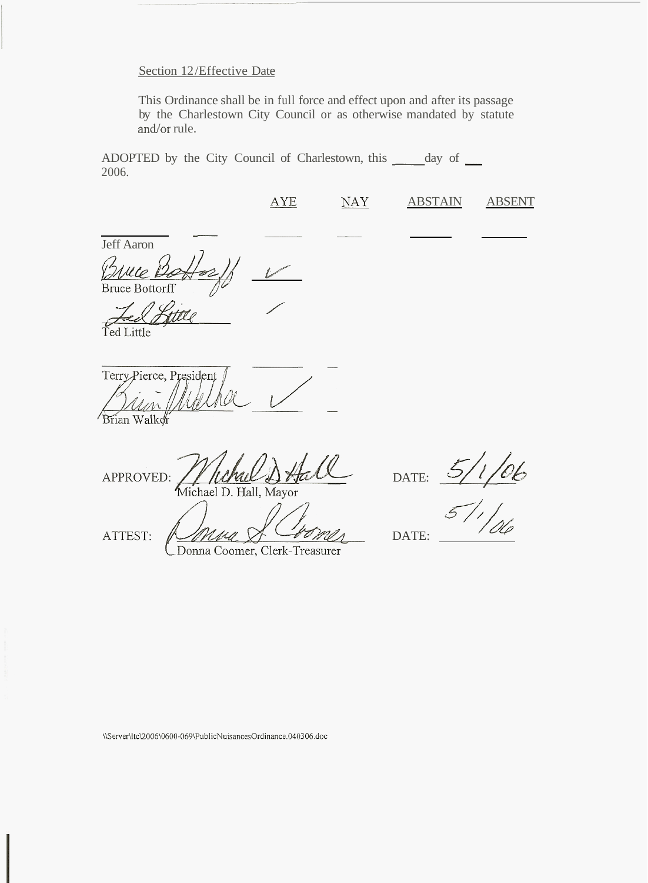Section 12/Effective Date

This Ordinance shall be in full force and effect upon and after its passage by the Charlestown City Council or as otherwise mandated by statute and/or rule.

ADOPTED by the City Council of Charlestown, this \_\_\_\_ day of \_\_ 2006.

| | AYE | NAY | ABSTAIN | ABSENT |
|---|---|---|---|---|
| Jeff Aaron | | | | |
| Bruce Bottorff | ✓ | | | |
| Ted Little | ✓ | | | |
| Terry Pierce, President | | | | |
| Brian Walker | ✓ | | | |

APPROVED: Michael D. Hall, Mayor DATE: 5/1/06

ATTEST: Donna Coomer, Clerk-Treasurer DATE: 5/1/06

\\Server\ltc\2006\0600-069\PublicNuisancesOrdinance.040306.doc